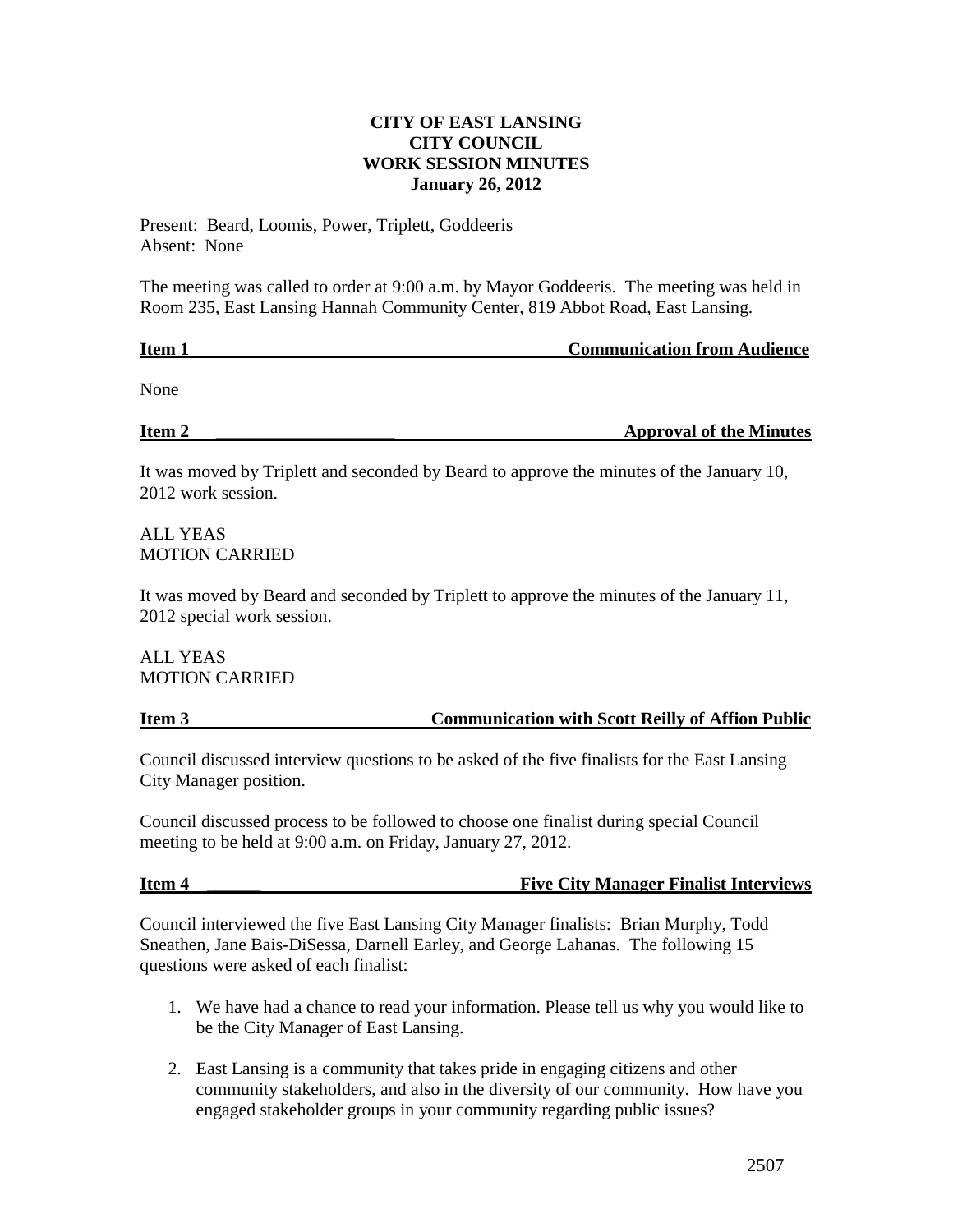# CITY OF EAST LANSING
# CITY COUNCIL
# WORK SESSION MINUTES
# January 26, 2012

Present: Beard, Loomis, Power, Triplett, Goddeeris
Absent: None

The meeting was called to order at 9:00 a.m. by Mayor Goddeeris. The meeting was held in Room 235, East Lansing Hannah Community Center, 819 Abbot Road, East Lansing.

**Item 1 — Communication from Audience**

None

**Item 2 — Approval of the Minutes**

It was moved by Triplett and seconded by Beard to approve the minutes of the January 10, 2012 work session.

ALL YEAS
MOTION CARRIED

It was moved by Beard and seconded by Triplett to approve the minutes of the January 11, 2012 special work session.

ALL YEAS
MOTION CARRIED

**Item 3 — Communication with Scott Reilly of Affion Public**

Council discussed interview questions to be asked of the five finalists for the East Lansing City Manager position.

Council discussed process to be followed to choose one finalist during special Council meeting to be held at 9:00 a.m. on Friday, January 27, 2012.

**Item 4 — Five City Manager Finalist Interviews**

Council interviewed the five East Lansing City Manager finalists: Brian Murphy, Todd Sneathen, Jane Bais-DiSessa, Darnell Earley, and George Lahanas. The following 15 questions were asked of each finalist:

1. We have had a chance to read your information. Please tell us why you would like to be the City Manager of East Lansing.

2. East Lansing is a community that takes pride in engaging citizens and other community stakeholders, and also in the diversity of our community. How have you engaged stakeholder groups in your community regarding public issues?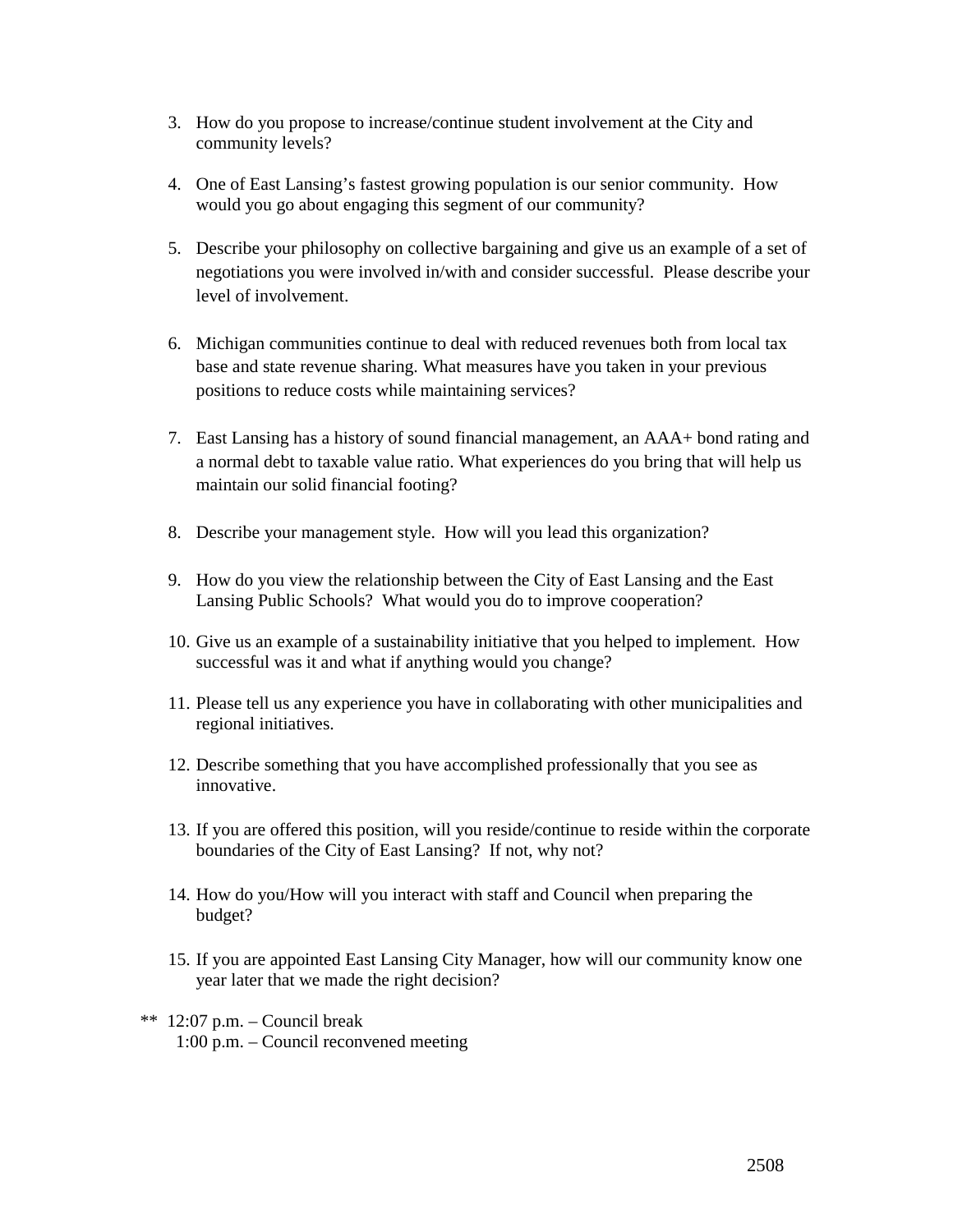3. How do you propose to increase/continue student involvement at the City and community levels?

4. One of East Lansing's fastest growing population is our senior community. How would you go about engaging this segment of our community?

5. Describe your philosophy on collective bargaining and give us an example of a set of negotiations you were involved in/with and consider successful. Please describe your level of involvement.

6. Michigan communities continue to deal with reduced revenues both from local tax base and state revenue sharing. What measures have you taken in your previous positions to reduce costs while maintaining services?

7. East Lansing has a history of sound financial management, an AAA+ bond rating and a normal debt to taxable value ratio. What experiences do you bring that will help us maintain our solid financial footing?

8. Describe your management style. How will you lead this organization?

9. How do you view the relationship between the City of East Lansing and the East Lansing Public Schools? What would you do to improve cooperation?

10. Give us an example of a sustainability initiative that you helped to implement. How successful was it and what if anything would you change?

11. Please tell us any experience you have in collaborating with other municipalities and regional initiatives.

12. Describe something that you have accomplished professionally that you see as innovative.

13. If you are offered this position, will you reside/continue to reside within the corporate boundaries of the City of East Lansing? If not, why not?

14. How do you/How will you interact with staff and Council when preparing the budget?

15. If you are appointed East Lansing City Manager, how will our community know one year later that we made the right decision?

** 12:07 p.m. – Council break
1:00 p.m. – Council reconvened meeting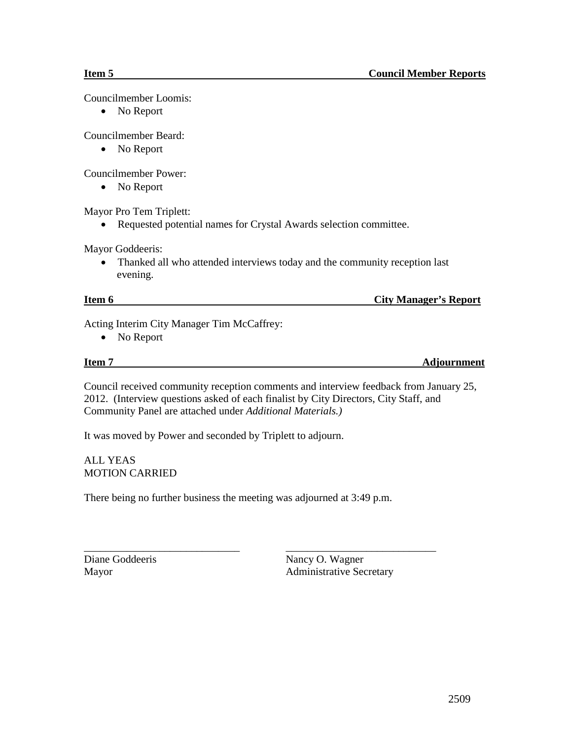**Item 5 Council Member Reports**

Councilmember Loomis:

- No Report

Councilmember Beard:

- No Report

Councilmember Power:

- No Report

Mayor Pro Tem Triplett:

- Requested potential names for Crystal Awards selection committee.

Mayor Goddeeris:

- Thanked all who attended interviews today and the community reception last evening.

**Item 6 City Manager's Report**

Acting Interim City Manager Tim McCaffrey:

- No Report

**Item 7 Adjournment**

Council received community reception comments and interview feedback from January 25, 2012. (Interview questions asked of each finalist by City Directors, City Staff, and Community Panel are attached under *Additional Materials.)*

It was moved by Power and seconded by Triplett to adjourn.

ALL YEAS
MOTION CARRIED

There being no further business the meeting was adjourned at 3:49 p.m.

_____________________________ Diane Goddeeris
Mayor

_____________________________ Nancy O. Wagner
Administrative Secretary